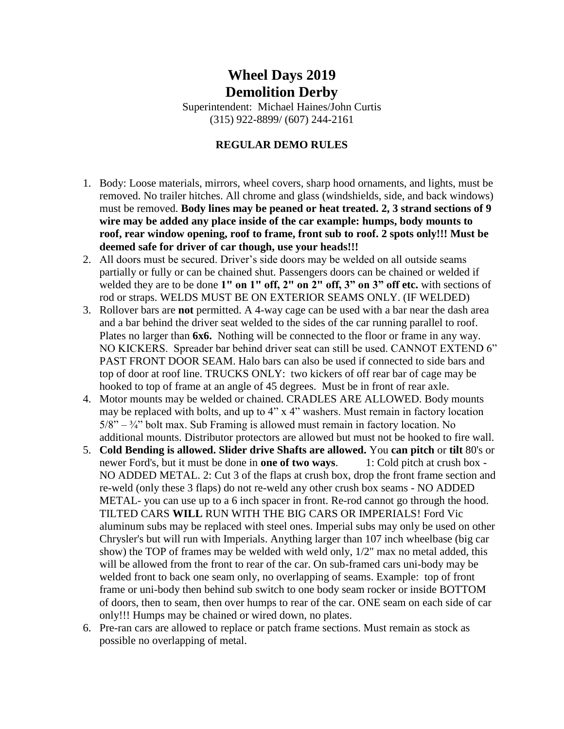# Wheel Days 2019
# Demolition Derby

Superintendent: Michael Haines/John Curtis
(315) 922-8899/ (607) 244-2161

## REGULAR DEMO RULES

1. Body: Loose materials, mirrors, wheel covers, sharp hood ornaments, and lights, must be removed. No trailer hitches. All chrome and glass (windshields, side, and back windows) must be removed. **Body lines may be peaned or heat treated. 2, 3 strand sections of 9 wire may be added any place inside of the car example: humps, body mounts to roof, rear window opening, roof to frame, front sub to roof. 2 spots only!!! Must be deemed safe for driver of car though, use your heads!!!**
2. All doors must be secured. Driver's side doors may be welded on all outside seams partially or fully or can be chained shut. Passengers doors can be chained or welded if welded they are to be done **1" on 1" off, 2" on 2" off, 3" on 3" off etc.** with sections of rod or straps. WELDS MUST BE ON EXTERIOR SEAMS ONLY. (IF WELDED)
3. Rollover bars are **not** permitted. A 4-way cage can be used with a bar near the dash area and a bar behind the driver seat welded to the sides of the car running parallel to roof. Plates no larger than **6x6.** Nothing will be connected to the floor or frame in any way. NO KICKERS. Spreader bar behind driver seat can still be used. CANNOT EXTEND 6" PAST FRONT DOOR SEAM. Halo bars can also be used if connected to side bars and top of door at roof line. TRUCKS ONLY: two kickers of off rear bar of cage may be hooked to top of frame at an angle of 45 degrees. Must be in front of rear axle.
4. Motor mounts may be welded or chained. CRADLES ARE ALLOWED. Body mounts may be replaced with bolts, and up to 4" x 4" washers. Must remain in factory location 5/8" – ¾" bolt max. Sub Framing is allowed must remain in factory location. No additional mounts. Distributor protectors are allowed but must not be hooked to fire wall.
5. **Cold Bending is allowed. Slider drive Shafts are allowed.** You **can pitch** or **tilt** 80's or newer Ford's, but it must be done in **one of two ways**. 1: Cold pitch at crush box - NO ADDED METAL. 2: Cut 3 of the flaps at crush box, drop the front frame section and re-weld (only these 3 flaps) do not re-weld any other crush box seams - NO ADDED METAL- you can use up to a 6 inch spacer in front. Re-rod cannot go through the hood. TILTED CARS **WILL** RUN WITH THE BIG CARS OR IMPERIALS! Ford Vic aluminum subs may be replaced with steel ones. Imperial subs may only be used on other Chrysler's but will run with Imperials. Anything larger than 107 inch wheelbase (big car show) the TOP of frames may be welded with weld only, 1/2" max no metal added, this will be allowed from the front to rear of the car. On sub-framed cars uni-body may be welded front to back one seam only, no overlapping of seams. Example: top of front frame or uni-body then behind sub switch to one body seam rocker or inside BOTTOM of doors, then to seam, then over humps to rear of the car. ONE seam on each side of car only!!! Humps may be chained or wired down, no plates.
6. Pre-ran cars are allowed to replace or patch frame sections. Must remain as stock as possible no overlapping of metal.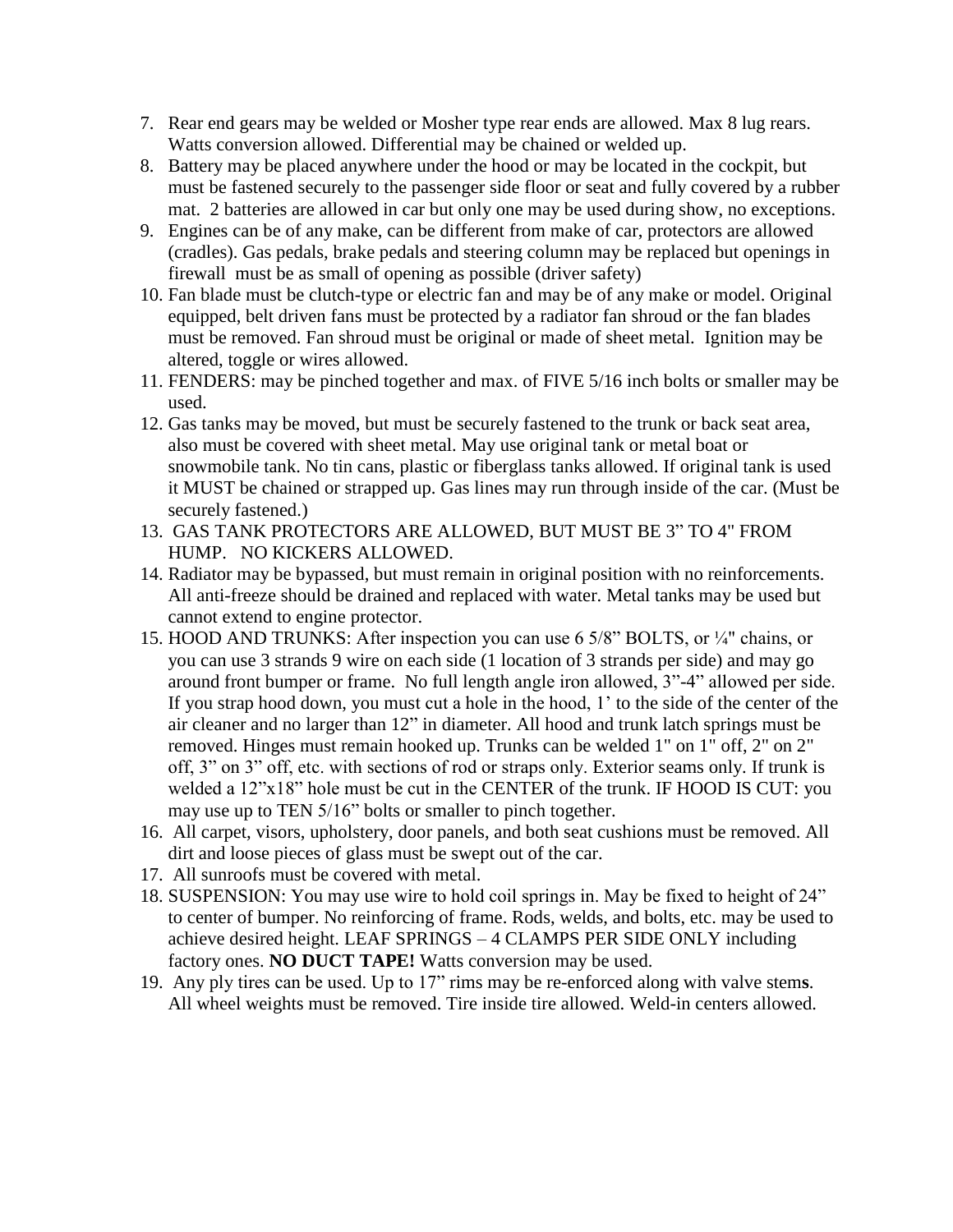7. Rear end gears may be welded or Mosher type rear ends are allowed. Max 8 lug rears. Watts conversion allowed. Differential may be chained or welded up.
8. Battery may be placed anywhere under the hood or may be located in the cockpit, but must be fastened securely to the passenger side floor or seat and fully covered by a rubber mat. 2 batteries are allowed in car but only one may be used during show, no exceptions.
9. Engines can be of any make, can be different from make of car, protectors are allowed (cradles). Gas pedals, brake pedals and steering column may be replaced but openings in firewall must be as small of opening as possible (driver safety)
10. Fan blade must be clutch-type or electric fan and may be of any make or model. Original equipped, belt driven fans must be protected by a radiator fan shroud or the fan blades must be removed. Fan shroud must be original or made of sheet metal. Ignition may be altered, toggle or wires allowed.
11. FENDERS: may be pinched together and max. of FIVE 5/16 inch bolts or smaller may be used.
12. Gas tanks may be moved, but must be securely fastened to the trunk or back seat area, also must be covered with sheet metal. May use original tank or metal boat or snowmobile tank. No tin cans, plastic or fiberglass tanks allowed. If original tank is used it MUST be chained or strapped up. Gas lines may run through inside of the car. (Must be securely fastened.)
13. GAS TANK PROTECTORS ARE ALLOWED, BUT MUST BE 3" TO 4" FROM HUMP. NO KICKERS ALLOWED.
14. Radiator may be bypassed, but must remain in original position with no reinforcements. All anti-freeze should be drained and replaced with water. Metal tanks may be used but cannot extend to engine protector.
15. HOOD AND TRUNKS: After inspection you can use 6 5/8" BOLTS, or ¼" chains, or you can use 3 strands 9 wire on each side (1 location of 3 strands per side) and may go around front bumper or frame. No full length angle iron allowed, 3"-4" allowed per side. If you strap hood down, you must cut a hole in the hood, 1' to the side of the center of the air cleaner and no larger than 12" in diameter. All hood and trunk latch springs must be removed. Hinges must remain hooked up. Trunks can be welded 1" on 1" off, 2" on 2" off, 3" on 3" off, etc. with sections of rod or straps only. Exterior seams only. If trunk is welded a 12"x18" hole must be cut in the CENTER of the trunk. IF HOOD IS CUT: you may use up to TEN 5/16" bolts or smaller to pinch together.
16. All carpet, visors, upholstery, door panels, and both seat cushions must be removed. All dirt and loose pieces of glass must be swept out of the car.
17. All sunroofs must be covered with metal.
18. SUSPENSION: You may use wire to hold coil springs in. May be fixed to height of 24" to center of bumper. No reinforcing of frame. Rods, welds, and bolts, etc. may be used to achieve desired height. LEAF SPRINGS – 4 CLAMPS PER SIDE ONLY including factory ones. **NO DUCT TAPE!** Watts conversion may be used.
19. Any ply tires can be used. Up to 17" rims may be re-enforced along with valve stem**s**. All wheel weights must be removed. Tire inside tire allowed. Weld-in centers allowed.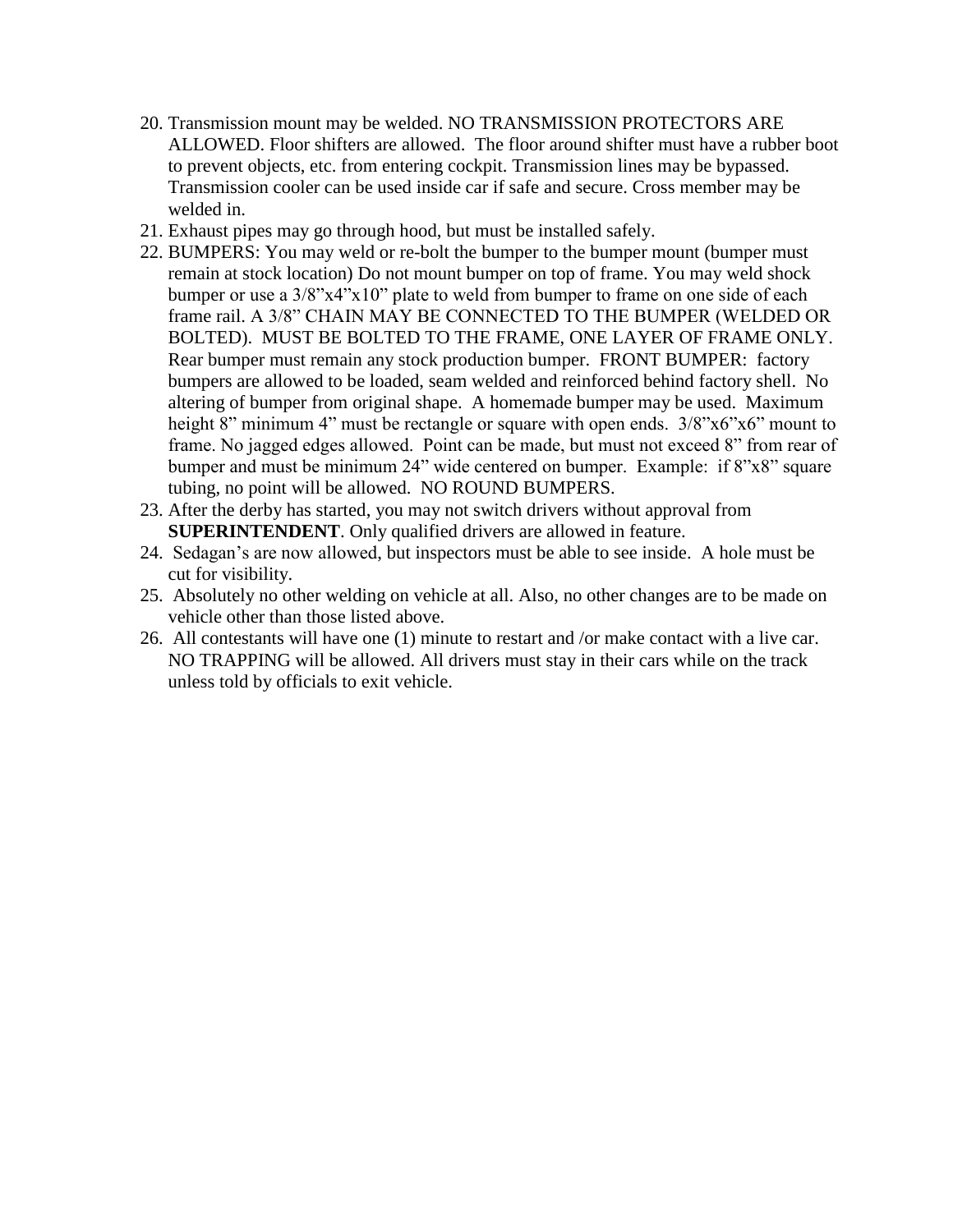20. Transmission mount may be welded. NO TRANSMISSION PROTECTORS ARE ALLOWED. Floor shifters are allowed. The floor around shifter must have a rubber boot to prevent objects, etc. from entering cockpit. Transmission lines may be bypassed. Transmission cooler can be used inside car if safe and secure. Cross member may be welded in.
21. Exhaust pipes may go through hood, but must be installed safely.
22. BUMPERS: You may weld or re-bolt the bumper to the bumper mount (bumper must remain at stock location) Do not mount bumper on top of frame. You may weld shock bumper or use a 3/8"x4"x10" plate to weld from bumper to frame on one side of each frame rail. A 3/8" CHAIN MAY BE CONNECTED TO THE BUMPER (WELDED OR BOLTED). MUST BE BOLTED TO THE FRAME, ONE LAYER OF FRAME ONLY. Rear bumper must remain any stock production bumper. FRONT BUMPER: factory bumpers are allowed to be loaded, seam welded and reinforced behind factory shell. No altering of bumper from original shape. A homemade bumper may be used. Maximum height 8" minimum 4" must be rectangle or square with open ends. 3/8"x6"x6" mount to frame. No jagged edges allowed. Point can be made, but must not exceed 8" from rear of bumper and must be minimum 24" wide centered on bumper. Example: if 8"x8" square tubing, no point will be allowed. NO ROUND BUMPERS.
23. After the derby has started, you may not switch drivers without approval from **SUPERINTENDENT**. Only qualified drivers are allowed in feature.
24. Sedagan's are now allowed, but inspectors must be able to see inside. A hole must be cut for visibility.
25. Absolutely no other welding on vehicle at all. Also, no other changes are to be made on vehicle other than those listed above.
26. All contestants will have one (1) minute to restart and /or make contact with a live car. NO TRAPPING will be allowed. All drivers must stay in their cars while on the track unless told by officials to exit vehicle.